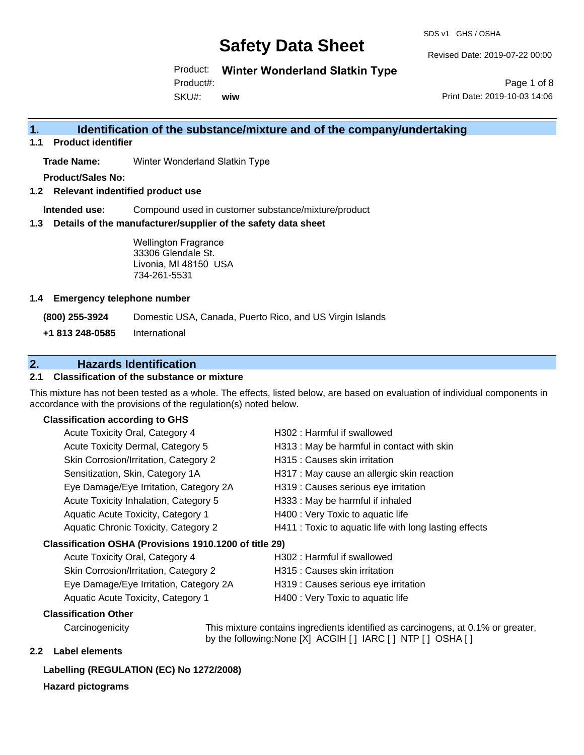# Safety Data Sheet

SDS v1 GHS / OSHA

Revised Date: 2019-07-22 00:00

Product: **Winter Wonderland Slatkin Type**

Product#:

SKU#: **wiw**

Print Date: 2019-10-03 14:06

## 1. Identification of the substance/mixture and of the company/undertaking

### 1.1 Product identifier

**Trade Name:** Winter Wonderland Slatkin Type

**Product/Sales No:**

### 1.2 Relevant identified product use

**Intended use:** Compound used in customer substance/mixture/product

### 1.3 Details of the manufacturer/supplier of the safety data sheet

Wellington Fragrance
33306 Glendale St.
Livonia, MI 48150 USA
734-261-5531

### 1.4 Emergency telephone number

**(800) 255-3924** Domestic USA, Canada, Puerto Rico, and US Virgin Islands

**+1 813 248-0585** International

## 2. Hazards Identification

### 2.1 Classification of the substance or mixture

This mixture has not been tested as a whole. The effects, listed below, are based on evaluation of individual components in accordance with the provisions of the regulation(s) noted below.

**Classification according to GHS**

| | |
|---|---|
| Acute Toxicity Oral, Category 4 | H302 : Harmful if swallowed |
| Acute Toxicity Dermal, Category 5 | H313 : May be harmful in contact with skin |
| Skin Corrosion/Irritation, Category 2 | H315 : Causes skin irritation |
| Sensitization, Skin, Category 1A | H317 : May cause an allergic skin reaction |
| Eye Damage/Eye Irritation, Category 2A | H319 : Causes serious eye irritation |
| Acute Toxicity Inhalation, Category 5 | H333 : May be harmful if inhaled |
| Aquatic Acute Toxicity, Category 1 | H400 : Very Toxic to aquatic life |
| Aquatic Chronic Toxicity, Category 2 | H411 : Toxic to aquatic life with long lasting effects |

**Classification OSHA (Provisions 1910.1200 of title 29)**

| | |
|---|---|
| Acute Toxicity Oral, Category 4 | H302 : Harmful if swallowed |
| Skin Corrosion/Irritation, Category 2 | H315 : Causes skin irritation |
| Eye Damage/Eye Irritation, Category 2A | H319 : Causes serious eye irritation |
| Aquatic Acute Toxicity, Category 1 | H400 : Very Toxic to aquatic life |

**Classification Other**

Carcinogenicity: This mixture contains ingredients identified as carcinogens, at 0.1% or greater, by the following:None [X] ACGIH [ ] IARC [ ] NTP [ ] OSHA [ ]

### 2.2 Label elements

**Labelling (REGULATION (EC) No 1272/2008)**

**Hazard pictograms**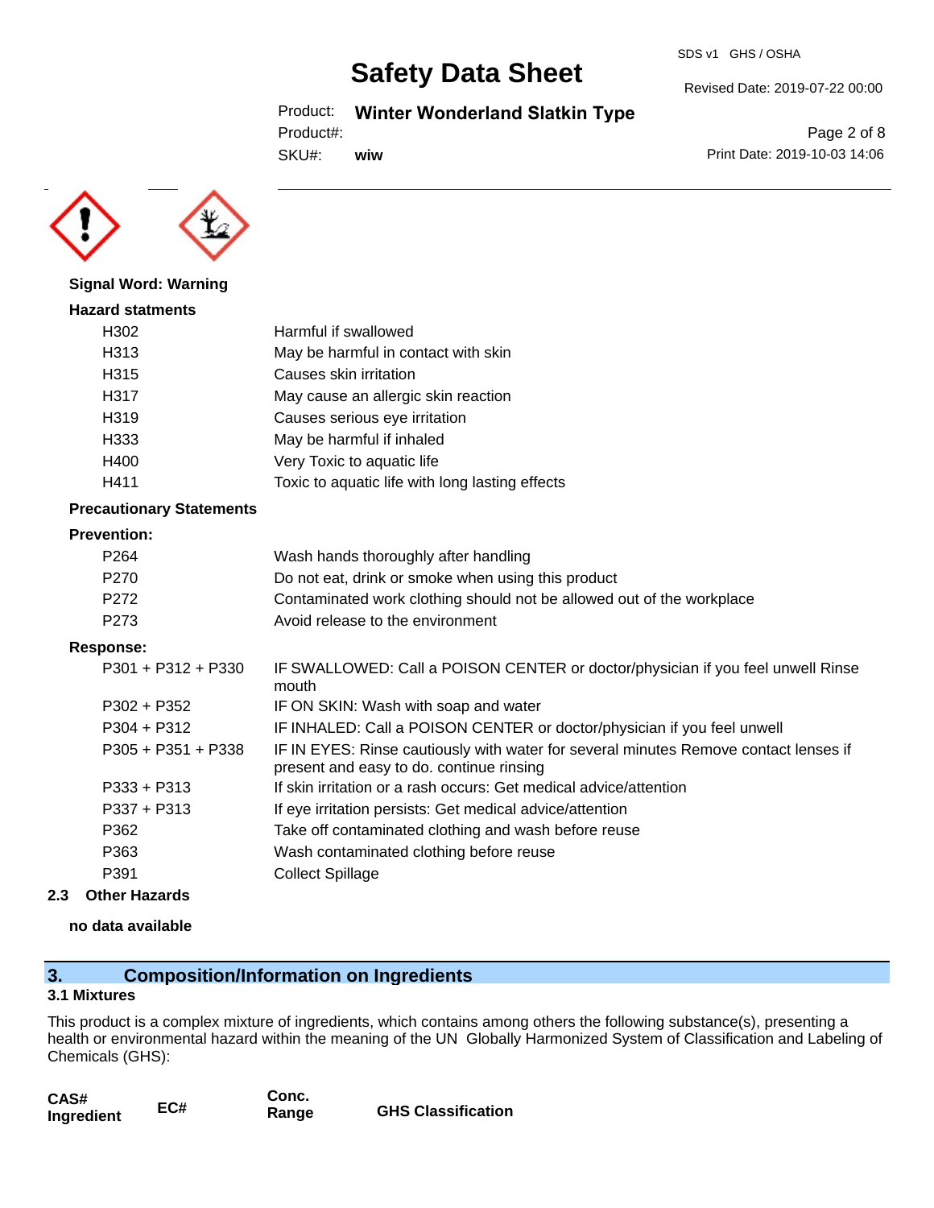**Signal Word: Warning**

**Hazard statments**

| | |
|---|---|
| H302 | Harmful if swallowed |
| H313 | May be harmful in contact with skin |
| H315 | Causes skin irritation |
| H317 | May cause an allergic skin reaction |
| H319 | Causes serious eye irritation |
| H333 | May be harmful if inhaled |
| H400 | Very Toxic to aquatic life |
| H411 | Toxic to aquatic life with long lasting effects |

**Precautionary Statements**

**Prevention:**

| | |
|---|---|
| P264 | Wash hands thoroughly after handling |
| P270 | Do not eat, drink or smoke when using this product |
| P272 | Contaminated work clothing should not be allowed out of the workplace |
| P273 | Avoid release to the environment |

**Response:**

| | |
|---|---|
| P301 + P312 + P330 | IF SWALLOWED: Call a POISON CENTER or doctor/physician if you feel unwell Rinse mouth |
| P302 + P352 | IF ON SKIN: Wash with soap and water |
| P304 + P312 | IF INHALED: Call a POISON CENTER or doctor/physician if you feel unwell |
| P305 + P351 + P338 | IF IN EYES: Rinse cautiously with water for several minutes Remove contact lenses if present and easy to do. continue rinsing |
| P333 + P313 | If skin irritation or a rash occurs: Get medical advice/attention |
| P337 + P313 | If eye irritation persists: Get medical advice/attention |
| P362 | Take off contaminated clothing and wash before reuse |
| P363 | Wash contaminated clothing before reuse |
| P391 | Collect Spillage |

### 2.3 Other Hazards

**no data available**

## 3. Composition/Information on Ingredients

### 3.1 Mixtures

This product is a complex mixture of ingredients, which contains among others the following substance(s), presenting a health or environmental hazard within the meaning of the UN Globally Harmonized System of Classification and Labeling of Chemicals (GHS):

| CAS# Ingredient | EC# | Conc. Range | GHS Classification |
|---|---|---|---|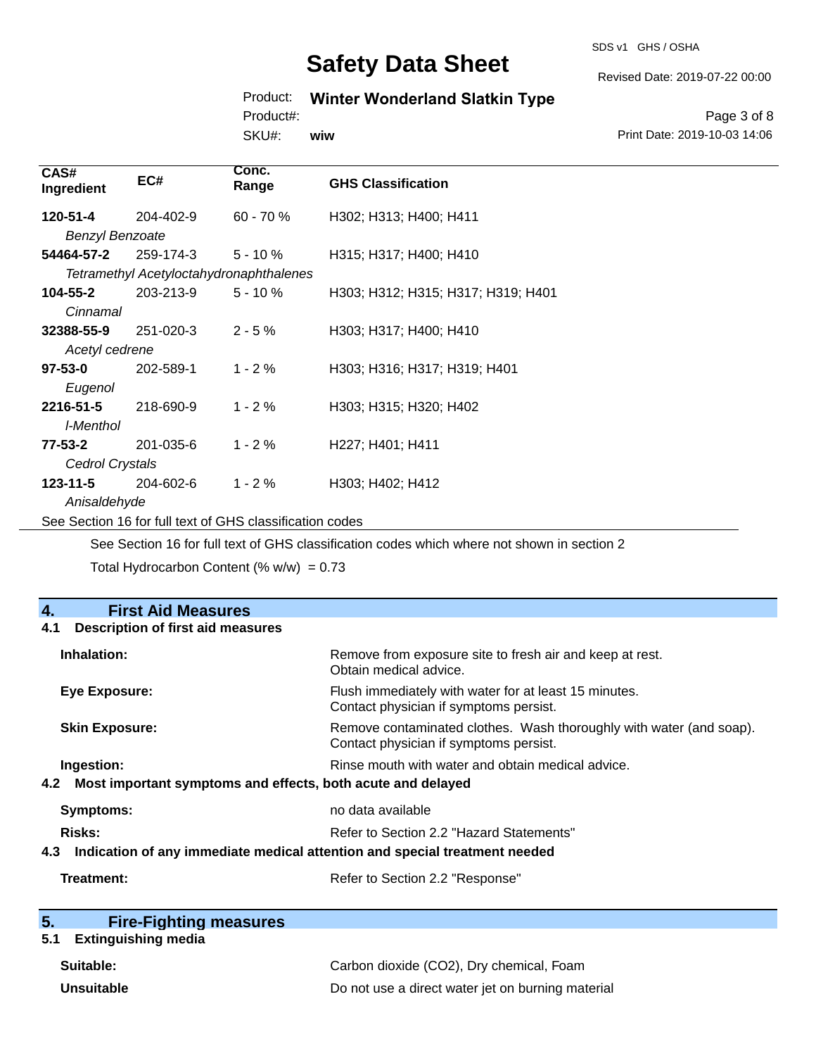| CAS# Ingredient | EC# | Conc. Range | GHS Classification |
|---|---|---|---|
| **120-51-4** *Benzyl Benzoate* | 204-402-9 | 60 - 70 % | H302; H313; H400; H411 |
| **54464-57-2** *Tetramethyl Acetyloctahydronaphthalenes* | 259-174-3 | 5 - 10 % | H315; H317; H400; H410 |
| **104-55-2** *Cinnamal* | 203-213-9 | 5 - 10 % | H303; H312; H315; H317; H319; H401 |
| **32388-55-9** *Acetyl cedrene* | 251-020-3 | 2 - 5 % | H303; H317; H400; H410 |
| **97-53-0** *Eugenol* | 202-589-1 | 1 - 2 % | H303; H316; H317; H319; H401 |
| **2216-51-5** *l-Menthol* | 218-690-9 | 1 - 2 % | H303; H315; H320; H402 |
| **77-53-2** *Cedrol Crystals* | 201-035-6 | 1 - 2 % | H227; H401; H411 |
| **123-11-5** *Anisaldehyde* | 204-602-6 | 1 - 2 % | H303; H402; H412 |

See Section 16 for full text of GHS classification codes

See Section 16 for full text of GHS classification codes which where not shown in section 2

Total Hydrocarbon Content (% w/w) = 0.73

## 4. First Aid Measures

### 4.1 Description of first aid measures

**Inhalation:** Remove from exposure site to fresh air and keep at rest. Obtain medical advice.

**Eye Exposure:** Flush immediately with water for at least 15 minutes. Contact physician if symptoms persist.

**Skin Exposure:** Remove contaminated clothes. Wash thoroughly with water (and soap). Contact physician if symptoms persist.

**Ingestion:** Rinse mouth with water and obtain medical advice.

### 4.2 Most important symptoms and effects, both acute and delayed

**Symptoms:** no data available

**Risks:** Refer to Section 2.2 "Hazard Statements"

### 4.3 Indication of any immediate medical attention and special treatment needed

**Treatment:** Refer to Section 2.2 "Response"

## 5. Fire-Fighting measures

### 5.1 Extinguishing media

**Suitable:** Carbon dioxide ($CO_2$), Dry chemical, Foam

**Unsuitable** Do not use a direct water jet on burning material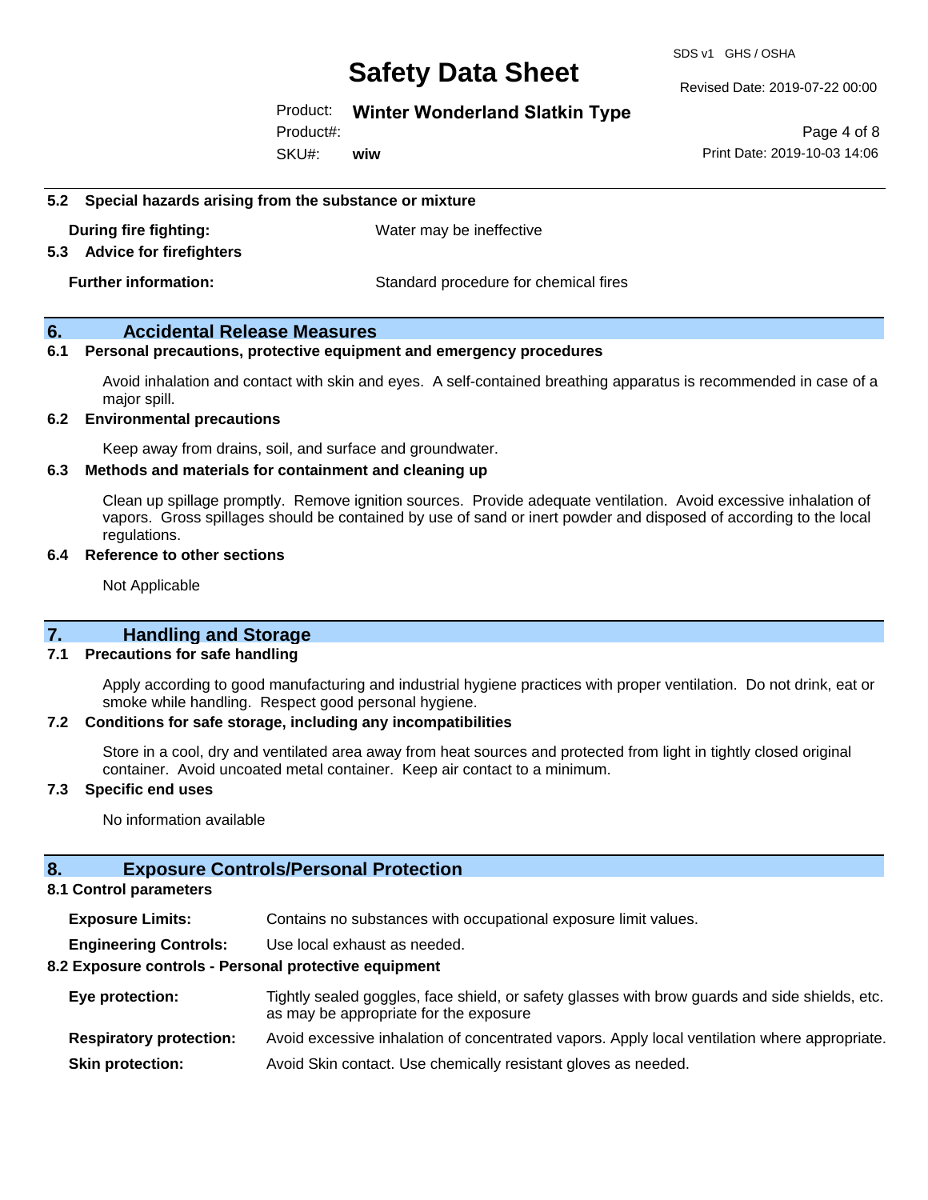### 5.2 Special hazards arising from the substance or mixture

**During fire fighting:** Water may be ineffective

### 5.3 Advice for firefighters

**Further information:** Standard procedure for chemical fires

## 6. Accidental Release Measures

### 6.1 Personal precautions, protective equipment and emergency procedures

Avoid inhalation and contact with skin and eyes. A self-contained breathing apparatus is recommended in case of a major spill.

### 6.2 Environmental precautions

Keep away from drains, soil, and surface and groundwater.

### 6.3 Methods and materials for containment and cleaning up

Clean up spillage promptly. Remove ignition sources. Provide adequate ventilation. Avoid excessive inhalation of vapors. Gross spillages should be contained by use of sand or inert powder and disposed of according to the local regulations.

### 6.4 Reference to other sections

Not Applicable

## 7. Handling and Storage

### 7.1 Precautions for safe handling

Apply according to good manufacturing and industrial hygiene practices with proper ventilation. Do not drink, eat or smoke while handling. Respect good personal hygiene.

### 7.2 Conditions for safe storage, including any incompatibilities

Store in a cool, dry and ventilated area away from heat sources and protected from light in tightly closed original container. Avoid uncoated metal container. Keep air contact to a minimum.

### 7.3 Specific end uses

No information available

## 8. Exposure Controls/Personal Protection

### 8.1 Control parameters

**Exposure Limits:** Contains no substances with occupational exposure limit values.

**Engineering Controls:** Use local exhaust as needed.

### 8.2 Exposure controls - Personal protective equipment

**Eye protection:** Tightly sealed goggles, face shield, or safety glasses with brow guards and side shields, etc. as may be appropriate for the exposure

**Respiratory protection:** Avoid excessive inhalation of concentrated vapors. Apply local ventilation where appropriate.

**Skin protection:** Avoid Skin contact. Use chemically resistant gloves as needed.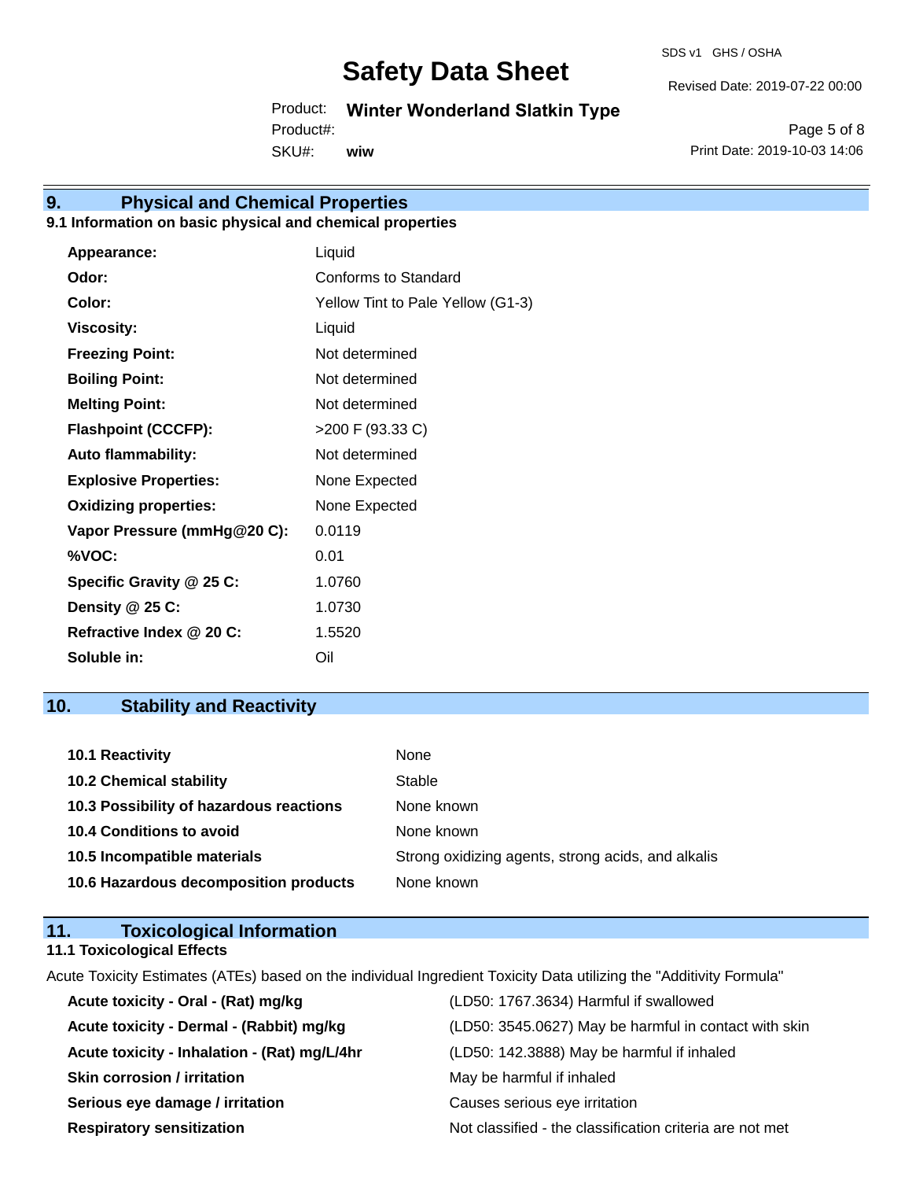## 9. Physical and Chemical Properties

### 9.1 Information on basic physical and chemical properties

| | |
|---|---|
| **Appearance:** | Liquid |
| **Odor:** | Conforms to Standard |
| **Color:** | Yellow Tint to Pale Yellow (G1-3) |
| **Viscosity:** | Liquid |
| **Freezing Point:** | Not determined |
| **Boiling Point:** | Not determined |
| **Melting Point:** | Not determined |
| **Flashpoint (CCCFP):** | >200 F (93.33 C) |
| **Auto flammability:** | Not determined |
| **Explosive Properties:** | None Expected |
| **Oxidizing properties:** | None Expected |
| **Vapor Pressure (mmHg@20 C):** | 0.0119 |
| **%VOC:** | 0.01 |
| **Specific Gravity @ 25 C:** | 1.0760 |
| **Density @ 25 C:** | 1.0730 |
| **Refractive Index @ 20 C:** | 1.5520 |
| **Soluble in:** | Oil |

## 10. Stability and Reactivity

| | |
|---|---|
| **10.1 Reactivity** | None |
| **10.2 Chemical stability** | Stable |
| **10.3 Possibility of hazardous reactions** | None known |
| **10.4 Conditions to avoid** | None known |
| **10.5 Incompatible materials** | Strong oxidizing agents, strong acids, and alkalis |
| **10.6 Hazardous decomposition products** | None known |

## 11. Toxicological Information

### 11.1 Toxicological Effects

Acute Toxicity Estimates (ATEs) based on the individual Ingredient Toxicity Data utilizing the "Additivity Formula"

| | |
|---|---|
| **Acute toxicity - Oral - (Rat) mg/kg** | (LD50: 1767.3634) Harmful if swallowed |
| **Acute toxicity - Dermal - (Rabbit) mg/kg** | (LD50: 3545.0627) May be harmful in contact with skin |
| **Acute toxicity - Inhalation - (Rat) mg/L/4hr** | (LD50: 142.3888) May be harmful if inhaled |
| **Skin corrosion / irritation** | May be harmful if inhaled |
| **Serious eye damage / irritation** | Causes serious eye irritation |
| **Respiratory sensitization** | Not classified - the classification criteria are not met |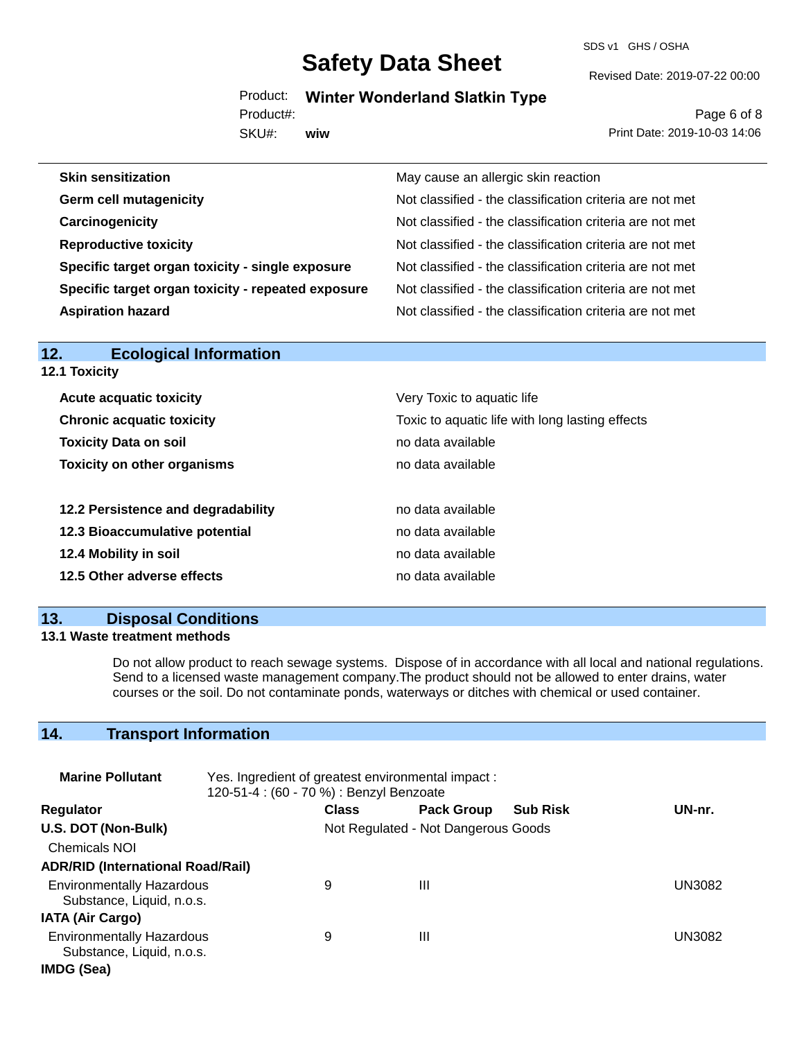| | |
|---|---|
| **Skin sensitization** | May cause an allergic skin reaction |
| **Germ cell mutagenicity** | Not classified - the classification criteria are not met |
| **Carcinogenicity** | Not classified - the classification criteria are not met |
| **Reproductive toxicity** | Not classified - the classification criteria are not met |
| **Specific target organ toxicity - single exposure** | Not classified - the classification criteria are not met |
| **Specific target organ toxicity - repeated exposure** | Not classified - the classification criteria are not met |
| **Aspiration hazard** | Not classified - the classification criteria are not met |

## 12. Ecological Information

### 12.1 Toxicity

| | |
|---|---|
| **Acute acquatic toxicity** | Very Toxic to aquatic life |
| **Chronic acquatic toxicity** | Toxic to aquatic life with long lasting effects |
| **Toxicity Data on soil** | no data available |
| **Toxicity on other organisms** | no data available |

| | |
|---|---|
| **12.2 Persistence and degradability** | no data available |
| **12.3 Bioaccumulative potential** | no data available |
| **12.4 Mobility in soil** | no data available |
| **12.5 Other adverse effects** | no data available |

## 13. Disposal Conditions

### 13.1 Waste treatment methods

Do not allow product to reach sewage systems. Dispose of in accordance with all local and national regulations. Send to a licensed waste management company.The product should not be allowed to enter drains, water courses or the soil. Do not contaminate ponds, waterways or ditches with chemical or used container.

## 14. Transport Information

**Marine Pollutant** Yes. Ingredient of greatest environmental impact : 120-51-4 : (60 - 70 %) : Benzyl Benzoate

| Regulator | Class | Pack Group | Sub Risk | UN-nr. |
|---|---|---|---|---|
| **U.S. DOT (Non-Bulk)** | Not Regulated - Not Dangerous Goods | | | |
| Chemicals NOI | | | | |
| **ADR/RID (International Road/Rail)** | | | | |
| Environmentally Hazardous Substance, Liquid, n.o.s. | 9 | III | | UN3082 |
| **IATA (Air Cargo)** | | | | |
| Environmentally Hazardous Substance, Liquid, n.o.s. | 9 | III | | UN3082 |
| **IMDG (Sea)** | | | | |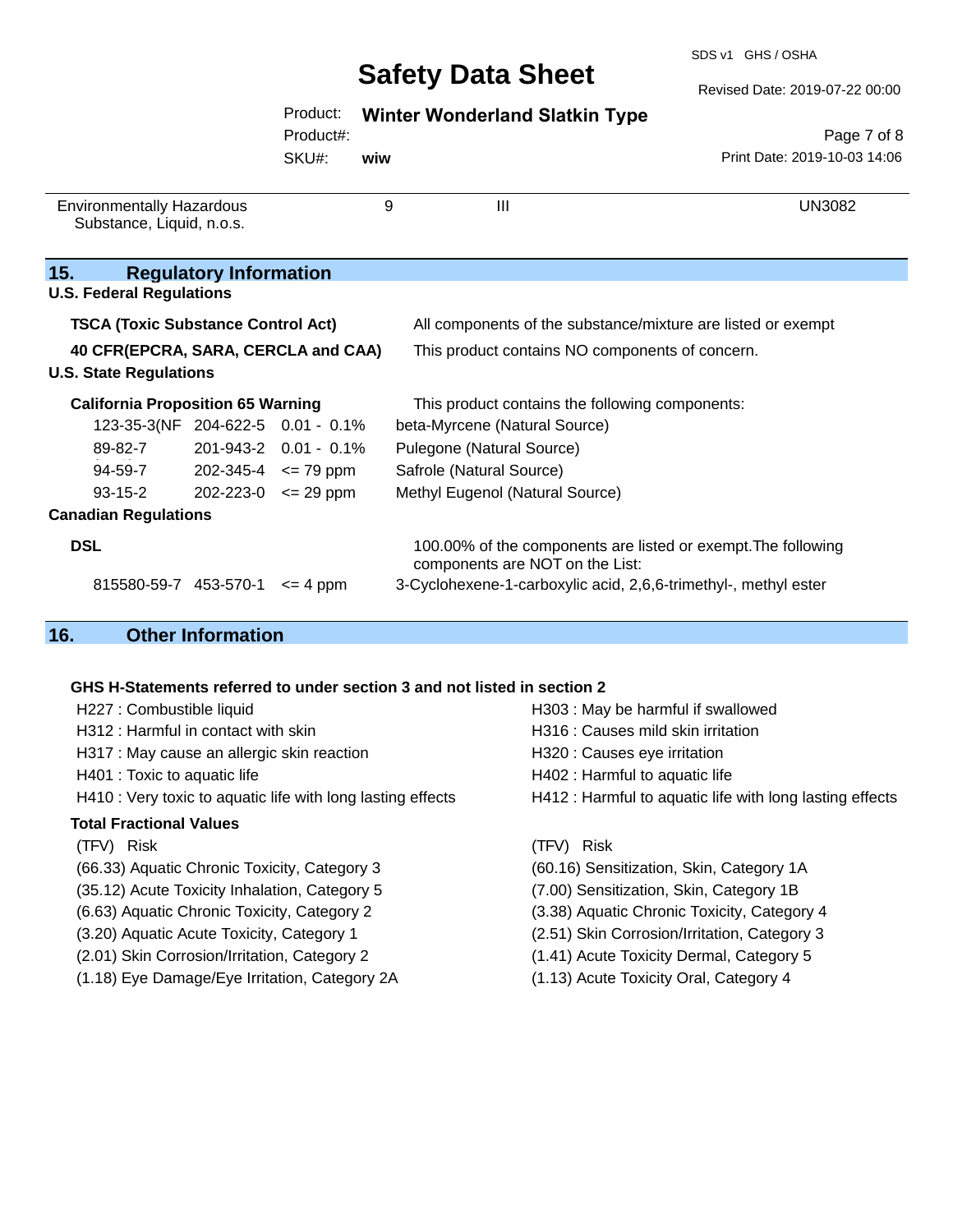| Environmentally Hazardous Substance, Liquid, n.o.s. | 9 | III | UN3082 |
|---|---|---|---|

## 15. Regulatory Information

### U.S. Federal Regulations

**TSCA (Toxic Substance Control Act)** — All components of the substance/mixture are listed or exempt

**40 CFR(EPCRA, SARA, CERCLA and CAA)** — This product contains NO components of concern.

### U.S. State Regulations

**California Proposition 65 Warning** — This product contains the following components:

| | | | |
|---|---|---|---|
| 123-35-3(NF | 204-622-5 | 0.01 - 0.1% | beta-Myrcene (Natural Source) |
| 89-82-7 | 201-943-2 | 0.01 - 0.1% | Pulegone (Natural Source) |
| 94-59-7 | 202-345-4 | <= 79 ppm | Safrole (Natural Source) |
| 93-15-2 | 202-223-0 | <= 29 ppm | Methyl Eugenol (Natural Source) |

### Canadian Regulations

**DSL** — 100.00% of the components are listed or exempt.The following components are NOT on the List:

| | | | |
|---|---|---|---|
| 815580-59-7 | 453-570-1 | <= 4 ppm | 3-Cyclohexene-1-carboxylic acid, 2,6,6-trimethyl-, methyl ester |

## 16. Other Information

**GHS H-Statements referred to under section 3 and not listed in section 2**

H227 : Combustible liquid
H303 : May be harmful if swallowed
H312 : Harmful in contact with skin
H316 : Causes mild skin irritation
H317 : May cause an allergic skin reaction
H320 : Causes eye irritation
H401 : Toxic to aquatic life
H402 : Harmful to aquatic life
H410 : Very toxic to aquatic life with long lasting effects
H412 : Harmful to aquatic life with long lasting effects

**Total Fractional Values**

| (TFV) | Risk | (TFV) | Risk |
|---|---|---|---|
| (66.33) | Aquatic Chronic Toxicity, Category 3 | (60.16) | Sensitization, Skin, Category 1A |
| (35.12) | Acute Toxicity Inhalation, Category 5 | (7.00) | Sensitization, Skin, Category 1B |
| (6.63) | Aquatic Chronic Toxicity, Category 2 | (3.38) | Aquatic Chronic Toxicity, Category 4 |
| (3.20) | Aquatic Acute Toxicity, Category 1 | (2.51) | Skin Corrosion/Irritation, Category 3 |
| (2.01) | Skin Corrosion/Irritation, Category 2 | (1.41) | Acute Toxicity Dermal, Category 5 |
| (1.18) | Eye Damage/Eye Irritation, Category 2A | (1.13) | Acute Toxicity Oral, Category 4 |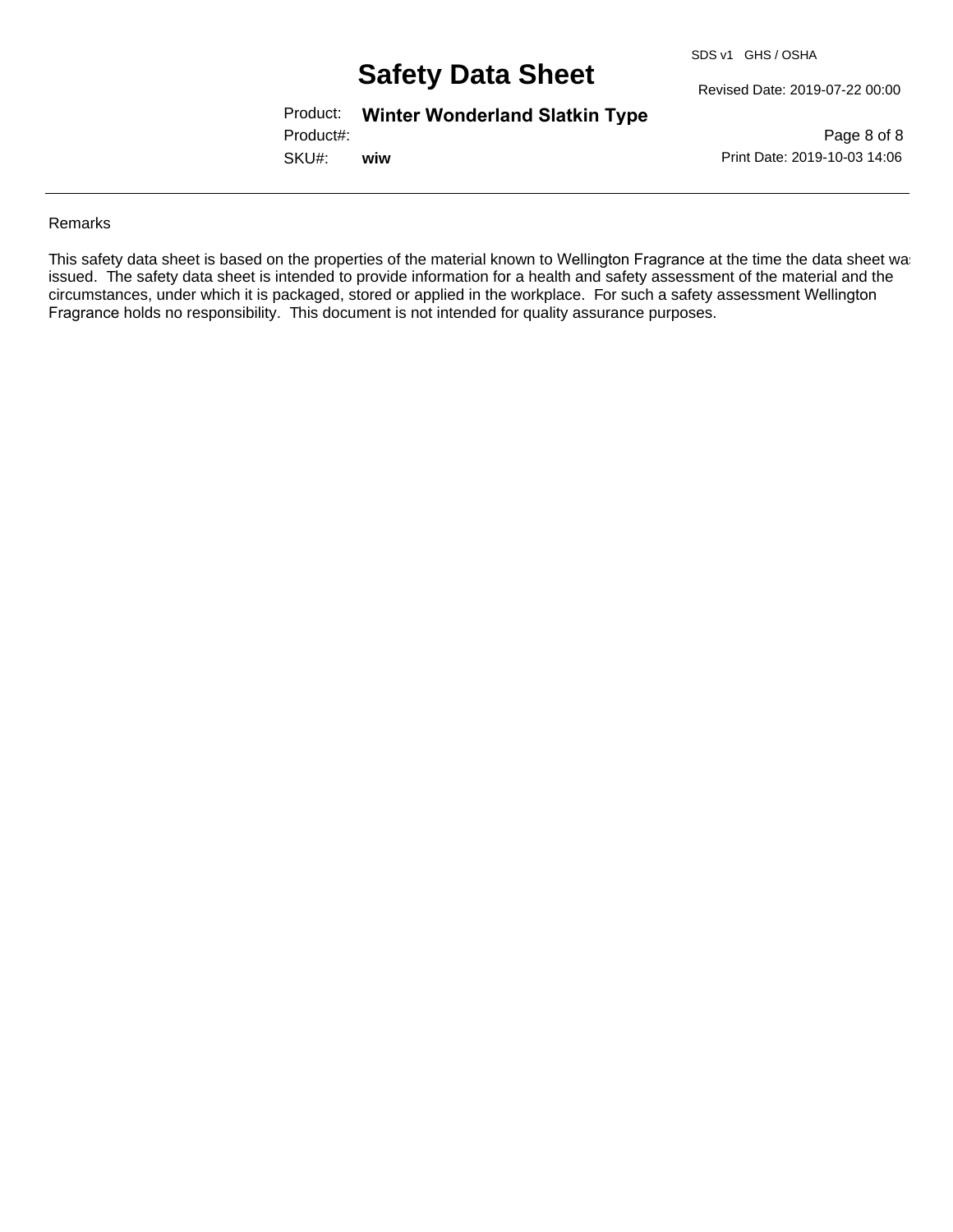Remarks

This safety data sheet is based on the properties of the material known to Wellington Fragrance at the time the data sheet was issued. The safety data sheet is intended to provide information for a health and safety assessment of the material and the circumstances, under which it is packaged, stored or applied in the workplace. For such a safety assessment Wellington Fragrance holds no responsibility. This document is not intended for quality assurance purposes.